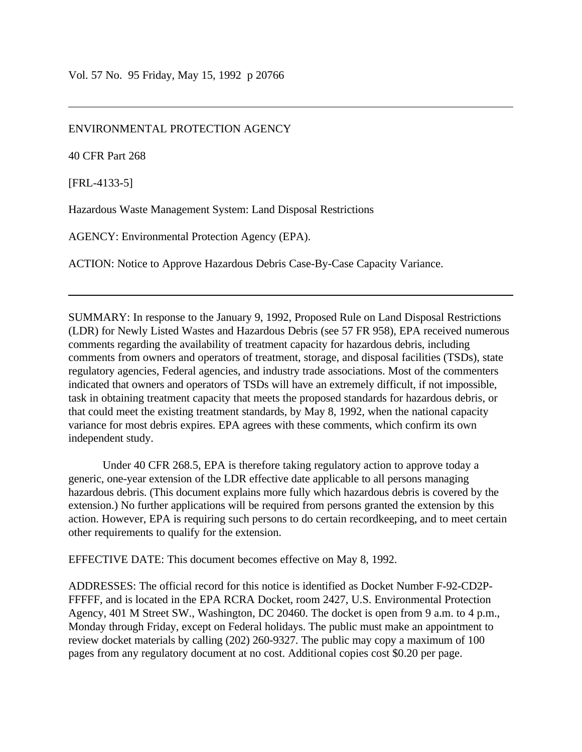Vol. 57 No. 95 Friday, May 15, 1992 p 20766

---

ENVIRONMENTAL PROTECTION AGENCY

40 CFR Part 268

[FRL-4133-5]

Hazardous Waste Management System: Land Disposal Restrictions

AGENCY: Environmental Protection Agency (EPA).

ACTION: Notice to Approve Hazardous Debris Case-By-Case Capacity Variance.

---

SUMMARY: In response to the January 9, 1992, Proposed Rule on Land Disposal Restrictions (LDR) for Newly Listed Wastes and Hazardous Debris (see 57 FR 958), EPA received numerous comments regarding the availability of treatment capacity for hazardous debris, including comments from owners and operators of treatment, storage, and disposal facilities (TSDs), state regulatory agencies, Federal agencies, and industry trade associations. Most of the commenters indicated that owners and operators of TSDs will have an extremely difficult, if not impossible, task in obtaining treatment capacity that meets the proposed standards for hazardous debris, or that could meet the existing treatment standards, by May 8, 1992, when the national capacity variance for most debris expires. EPA agrees with these comments, which confirm its own independent study.

Under 40 CFR 268.5, EPA is therefore taking regulatory action to approve today a generic, one-year extension of the LDR effective date applicable to all persons managing hazardous debris. (This document explains more fully which hazardous debris is covered by the extension.) No further applications will be required from persons granted the extension by this action. However, EPA is requiring such persons to do certain recordkeeping, and to meet certain other requirements to qualify for the extension.

EFFECTIVE DATE: This document becomes effective on May 8, 1992.

ADDRESSES: The official record for this notice is identified as Docket Number F-92-CD2P-FFFFF, and is located in the EPA RCRA Docket, room 2427, U.S. Environmental Protection Agency, 401 M Street SW., Washington, DC 20460. The docket is open from 9 a.m. to 4 p.m., Monday through Friday, except on Federal holidays. The public must make an appointment to review docket materials by calling (202) 260-9327. The public may copy a maximum of 100 pages from any regulatory document at no cost. Additional copies cost $0.20 per page.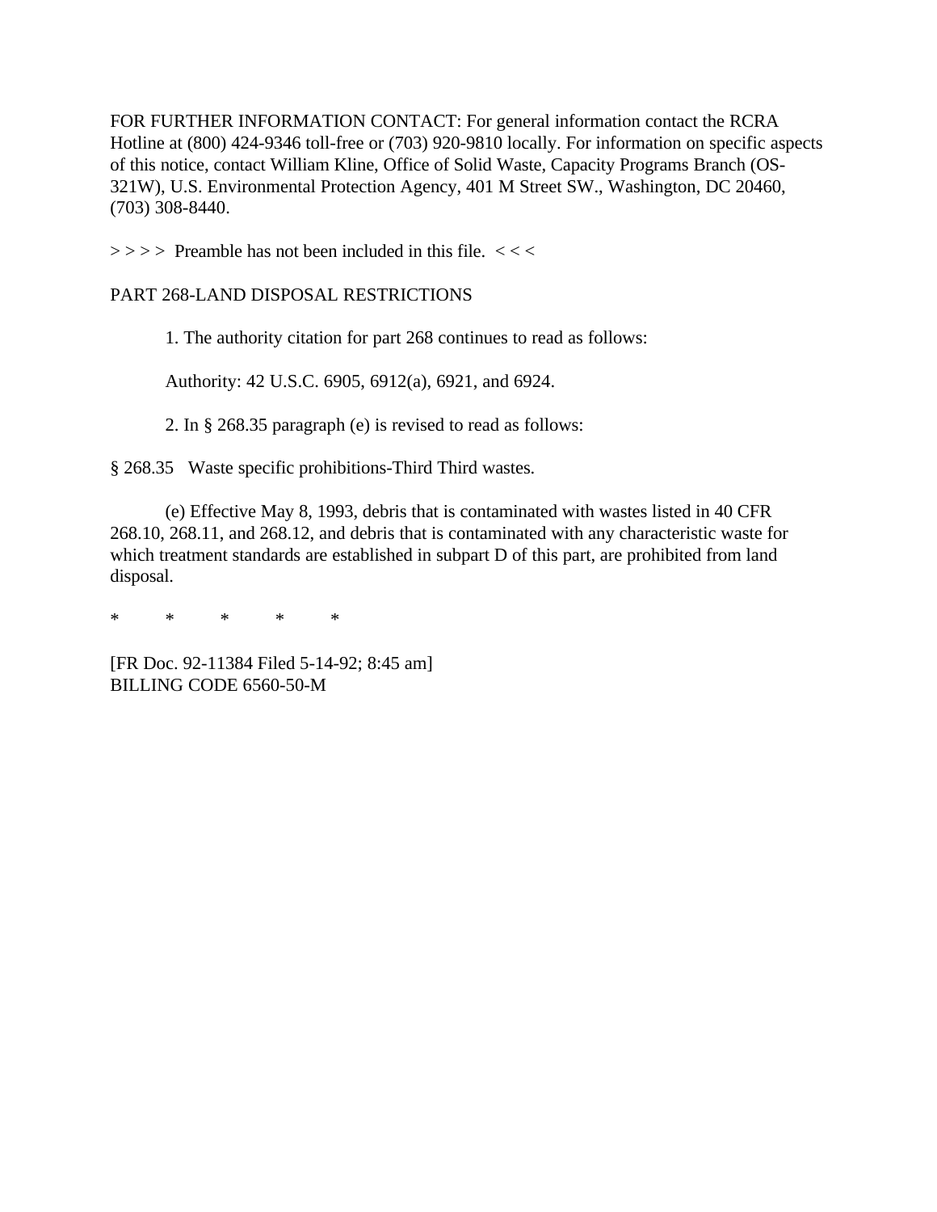FOR FURTHER INFORMATION CONTACT: For general information contact the RCRA Hotline at (800) 424-9346 toll-free or (703) 920-9810 locally. For information on specific aspects of this notice, contact William Kline, Office of Solid Waste, Capacity Programs Branch (OS-321W), U.S. Environmental Protection Agency, 401 M Street SW., Washington, DC 20460, (703) 308-8440.

> > > > Preamble has not been included in this file. < < <

PART 268-LAND DISPOSAL RESTRICTIONS

1. The authority citation for part 268 continues to read as follows:

Authority: 42 U.S.C. 6905, 6912(a), 6921, and 6924.

2. In § 268.35 paragraph (e) is revised to read as follows:

§ 268.35 Waste specific prohibitions-Third Third wastes.

(e) Effective May 8, 1993, debris that is contaminated with wastes listed in 40 CFR 268.10, 268.11, and 268.12, and debris that is contaminated with any characteristic waste for which treatment standards are established in subpart D of this part, are prohibited from land disposal.

\* \* \* \* \*

[FR Doc. 92-11384 Filed 5-14-92; 8:45 am]
BILLING CODE 6560-50-M